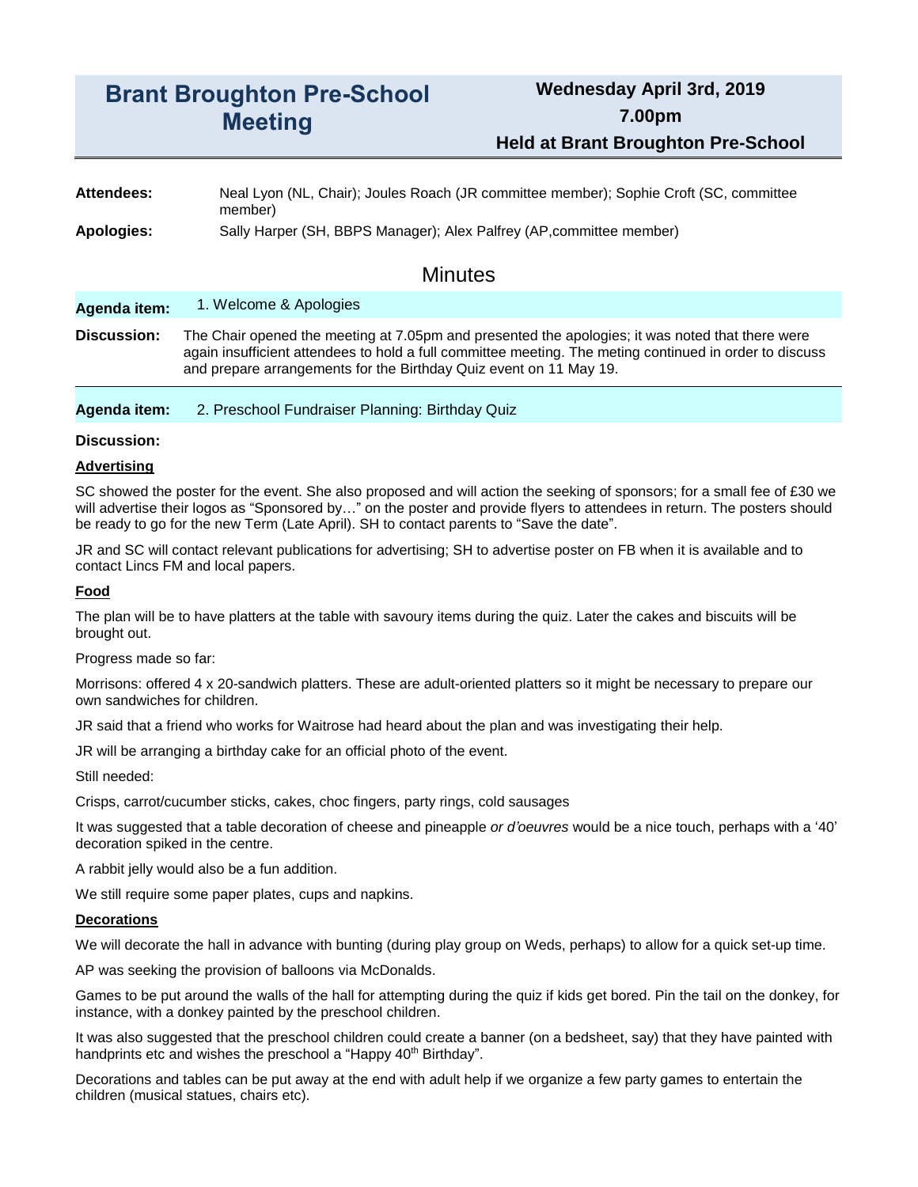# Brant Broughton Pre-School Meeting

**Wednesday April 3rd, 2019**

**7.00pm**

**Held at Brant Broughton Pre-School**

**Attendees:** Neal Lyon (NL, Chair); Joules Roach (JR committee member); Sophie Croft (SC, committee member)

**Apologies:** Sally Harper (SH, BBPS Manager); Alex Palfrey (AP,committee member)

## Minutes

**Agenda item:** 1. Welcome & Apologies

**Discussion:** The Chair opened the meeting at 7.05pm and presented the apologies; it was noted that there were again insufficient attendees to hold a full committee meeting. The meting continued in order to discuss and prepare arrangements for the Birthday Quiz event on 11 May 19.

---

**Agenda item:** 2. Preschool Fundraiser Planning: Birthday Quiz

**Discussion:**

**Advertising**

SC showed the poster for the event. She also proposed and will action the seeking of sponsors; for a small fee of £30 we will advertise their logos as "Sponsored by…" on the poster and provide flyers to attendees in return. The posters should be ready to go for the new Term (Late April). SH to contact parents to "Save the date".

JR and SC will contact relevant publications for advertising; SH to advertise poster on FB when it is available and to contact Lincs FM and local papers.

**Food**

The plan will be to have platters at the table with savoury items during the quiz. Later the cakes and biscuits will be brought out.

Progress made so far:

Morrisons: offered 4 x 20-sandwich platters. These are adult-oriented platters so it might be necessary to prepare our own sandwiches for children.

JR said that a friend who works for Waitrose had heard about the plan and was investigating their help.

JR will be arranging a birthday cake for an official photo of the event.

Still needed:

Crisps, carrot/cucumber sticks, cakes, choc fingers, party rings, cold sausages

It was suggested that a table decoration of cheese and pineapple *or d'oeuvres* would be a nice touch, perhaps with a '40' decoration spiked in the centre.

A rabbit jelly would also be a fun addition.

We still require some paper plates, cups and napkins.

**Decorations**

We will decorate the hall in advance with bunting (during play group on Weds, perhaps) to allow for a quick set-up time.

AP was seeking the provision of balloons via McDonalds.

Games to be put around the walls of the hall for attempting during the quiz if kids get bored. Pin the tail on the donkey, for instance, with a donkey painted by the preschool children.

It was also suggested that the preschool children could create a banner (on a bedsheet, say) that they have painted with handprints etc and wishes the preschool a "Happy 40th Birthday".

Decorations and tables can be put away at the end with adult help if we organize a few party games to entertain the children (musical statues, chairs etc).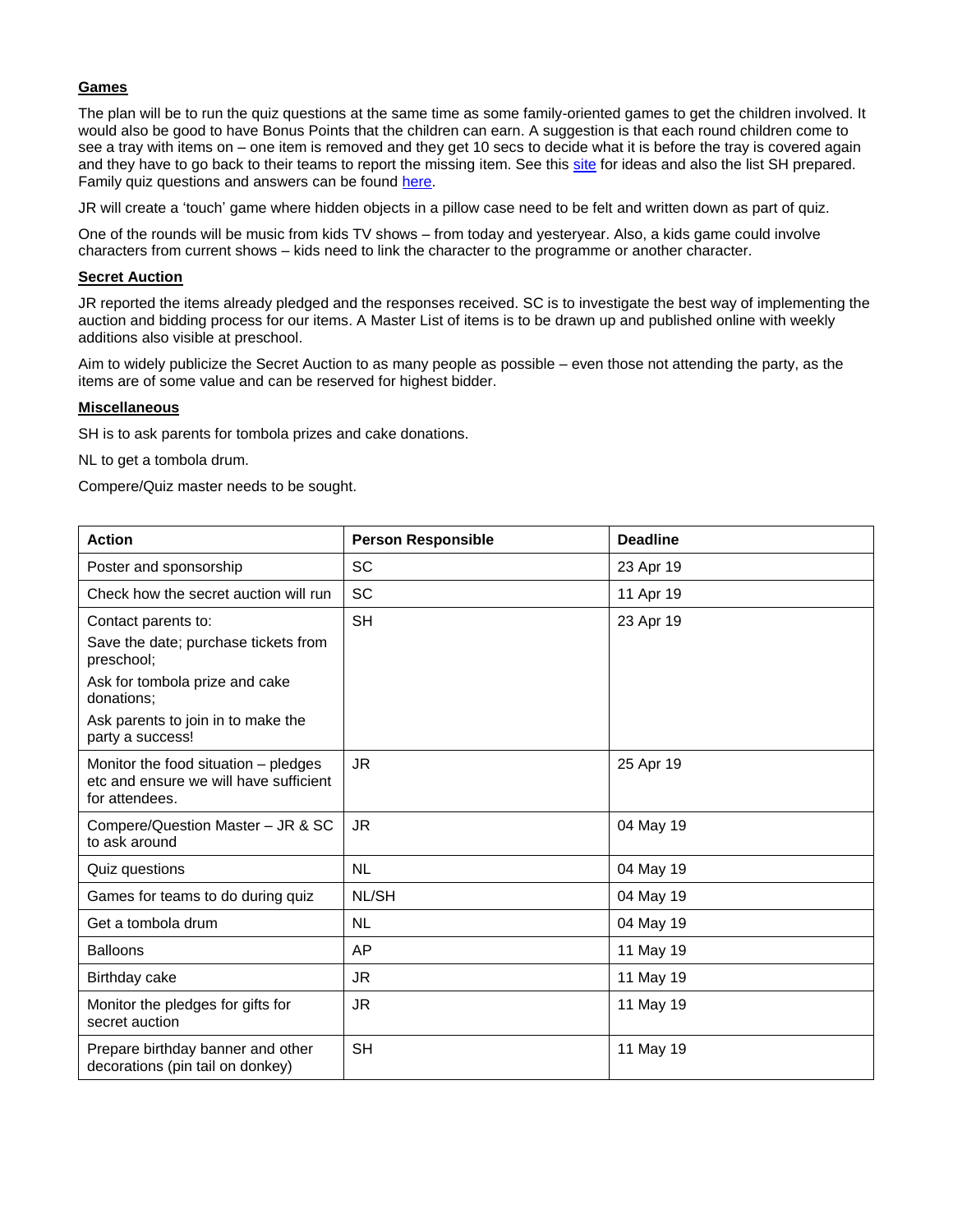**Games**

The plan will be to run the quiz questions at the same time as some family-oriented games to get the children involved. It would also be good to have Bonus Points that the children can earn. A suggestion is that each round children come to see a tray with items on – one item is removed and they get 10 secs to decide what it is before the tray is covered again and they have to go back to their teams to report the missing item. See this site for ideas and also the list SH prepared. Family quiz questions and answers can be found here.

JR will create a 'touch' game where hidden objects in a pillow case need to be felt and written down as part of quiz.

One of the rounds will be music from kids TV shows – from today and yesteryear. Also, a kids game could involve characters from current shows – kids need to link the character to the programme or another character.

**Secret Auction**

JR reported the items already pledged and the responses received. SC is to investigate the best way of implementing the auction and bidding process for our items. A Master List of items is to be drawn up and published online with weekly additions also visible at preschool.

Aim to widely publicize the Secret Auction to as many people as possible – even those not attending the party, as the items are of some value and can be reserved for highest bidder.

**Miscellaneous**

SH is to ask parents for tombola prizes and cake donations.

NL to get a tombola drum.

Compere/Quiz master needs to be sought.

| Action | Person Responsible | Deadline |
|---|---|---|
| Poster and sponsorship | SC | 23 Apr 19 |
| Check how the secret auction will run | SC | 11 Apr 19 |
| Contact parents to:<br>Save the date; purchase tickets from preschool;<br>Ask for tombola prize and cake donations;<br>Ask parents to join in to make the party a success! | SH | 23 Apr 19 |
| Monitor the food situation – pledges etc and ensure we will have sufficient for attendees. | JR | 25 Apr 19 |
| Compere/Question Master – JR & SC to ask around | JR | 04 May 19 |
| Quiz questions | NL | 04 May 19 |
| Games for teams to do during quiz | NL/SH | 04 May 19 |
| Get a tombola drum | NL | 04 May 19 |
| Balloons | AP | 11 May 19 |
| Birthday cake | JR | 11 May 19 |
| Monitor the pledges for gifts for secret auction | JR | 11 May 19 |
| Prepare birthday banner and other decorations (pin tail on donkey) | SH | 11 May 19 |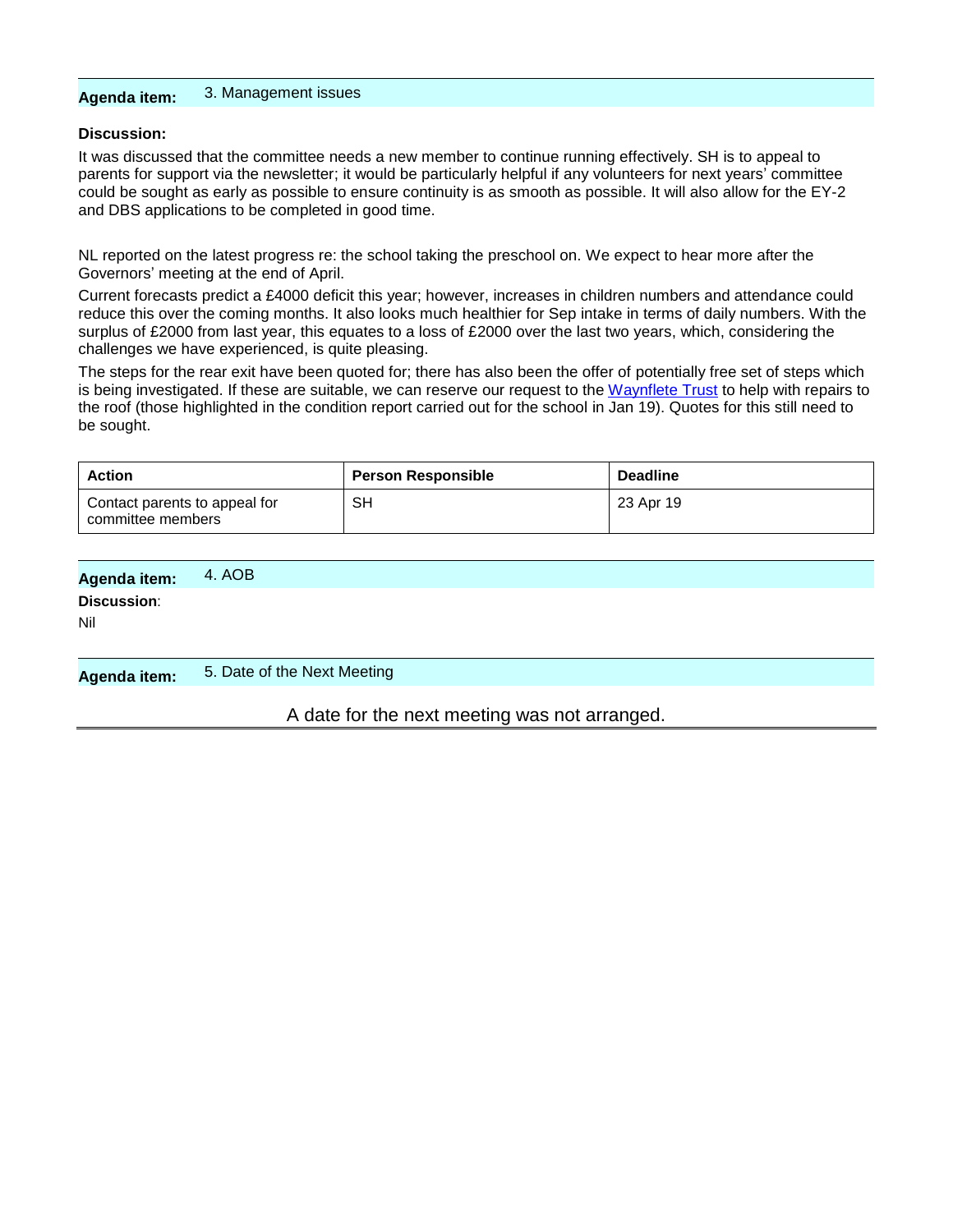**Agenda item:** 3. Management issues

**Discussion:**

It was discussed that the committee needs a new member to continue running effectively. SH is to appeal to parents for support via the newsletter; it would be particularly helpful if any volunteers for next years' committee could be sought as early as possible to ensure continuity is as smooth as possible. It will also allow for the EY-2 and DBS applications to be completed in good time.

NL reported on the latest progress re: the school taking the preschool on. We expect to hear more after the Governors' meeting at the end of April.

Current forecasts predict a £4000 deficit this year; however, increases in children numbers and attendance could reduce this over the coming months. It also looks much healthier for Sep intake in terms of daily numbers. With the surplus of £2000 from last year, this equates to a loss of £2000 over the last two years, which, considering the challenges we have experienced, is quite pleasing.

The steps for the rear exit have been quoted for; there has also been the offer of potentially free set of steps which is being investigated. If these are suitable, we can reserve our request to the Waynflete Trust to help with repairs to the roof (those highlighted in the condition report carried out for the school in Jan 19). Quotes for this still need to be sought.

| Action | Person Responsible | Deadline |
| --- | --- | --- |
| Contact parents to appeal for committee members | SH | 23 Apr 19 |

**Agenda item:** 4. AOB

**Discussion**:

Nil

**Agenda item:** 5. Date of the Next Meeting

A date for the next meeting was not arranged.